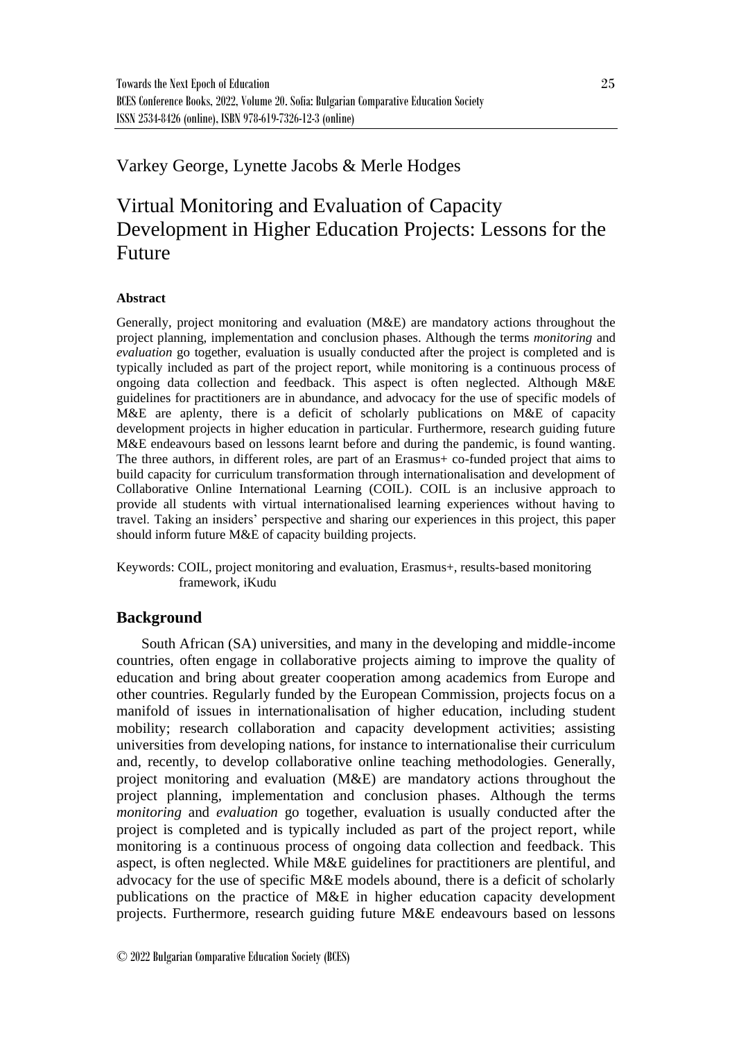Varkey George, Lynette Jacobs & Merle Hodges

# Virtual Monitoring and Evaluation of Capacity Development in Higher Education Projects: Lessons for the Future

**Abstract**

Generally, project monitoring and evaluation (M&E) are mandatory actions throughout the project planning, implementation and conclusion phases. Although the terms *monitoring* and *evaluation* go together, evaluation is usually conducted after the project is completed and is typically included as part of the project report, while monitoring is a continuous process of ongoing data collection and feedback. This aspect is often neglected. Although M&E guidelines for practitioners are in abundance, and advocacy for the use of specific models of M&E are aplenty, there is a deficit of scholarly publications on M&E of capacity development projects in higher education in particular. Furthermore, research guiding future M&E endeavours based on lessons learnt before and during the pandemic, is found wanting. The three authors, in different roles, are part of an Erasmus+ co-funded project that aims to build capacity for curriculum transformation through internationalisation and development of Collaborative Online International Learning (COIL). COIL is an inclusive approach to provide all students with virtual internationalised learning experiences without having to travel. Taking an insiders' perspective and sharing our experiences in this project, this paper should inform future M&E of capacity building projects.

Keywords: COIL, project monitoring and evaluation, Erasmus+, results-based monitoring framework, iKudu

## Background

South African (SA) universities, and many in the developing and middle-income countries, often engage in collaborative projects aiming to improve the quality of education and bring about greater cooperation among academics from Europe and other countries. Regularly funded by the European Commission, projects focus on a manifold of issues in internationalisation of higher education, including student mobility; research collaboration and capacity development activities; assisting universities from developing nations, for instance to internationalise their curriculum and, recently, to develop collaborative online teaching methodologies. Generally, project monitoring and evaluation (M&E) are mandatory actions throughout the project planning, implementation and conclusion phases. Although the terms *monitoring* and *evaluation* go together, evaluation is usually conducted after the project is completed and is typically included as part of the project report, while monitoring is a continuous process of ongoing data collection and feedback. This aspect, is often neglected. While M&E guidelines for practitioners are plentiful, and advocacy for the use of specific M&E models abound, there is a deficit of scholarly publications on the practice of M&E in higher education capacity development projects. Furthermore, research guiding future M&E endeavours based on lessons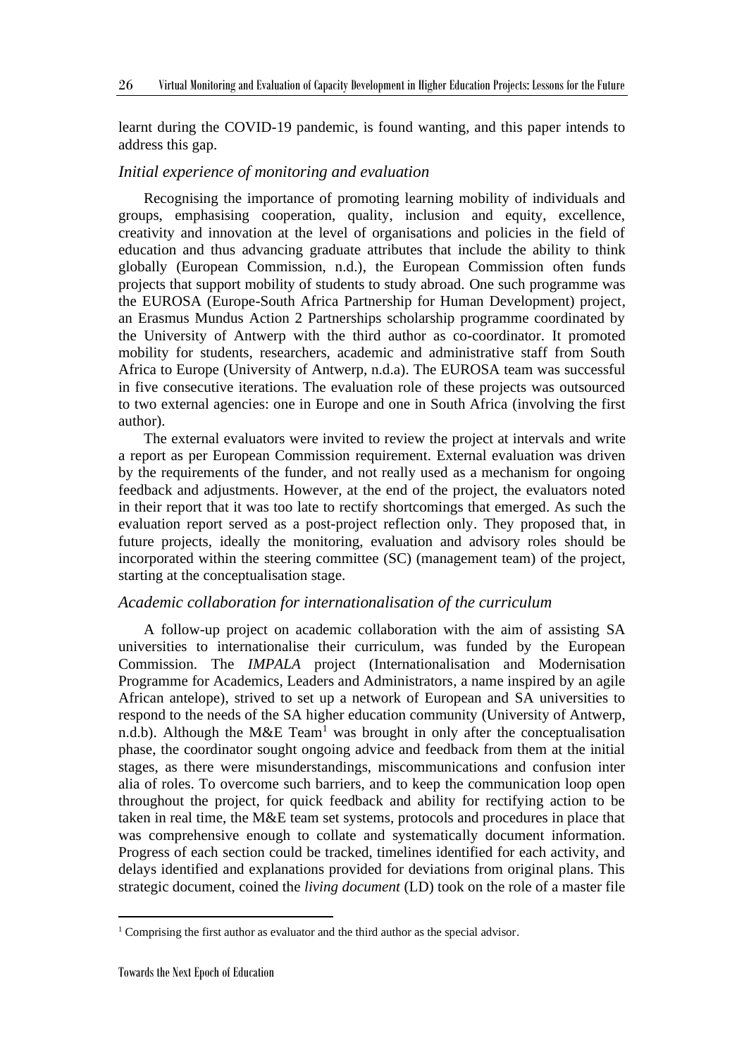learnt during the COVID-19 pandemic, is found wanting, and this paper intends to address this gap.

### *Initial experience of monitoring and evaluation*

Recognising the importance of promoting learning mobility of individuals and groups, emphasising cooperation, quality, inclusion and equity, excellence, creativity and innovation at the level of organisations and policies in the field of education and thus advancing graduate attributes that include the ability to think globally (European Commission, n.d.), the European Commission often funds projects that support mobility of students to study abroad. One such programme was the EUROSA (Europe-South Africa Partnership for Human Development) project, an Erasmus Mundus Action 2 Partnerships scholarship programme coordinated by the University of Antwerp with the third author as co-coordinator. It promoted mobility for students, researchers, academic and administrative staff from South Africa to Europe (University of Antwerp, n.d.a). The EUROSA team was successful in five consecutive iterations. The evaluation role of these projects was outsourced to two external agencies: one in Europe and one in South Africa (involving the first author).

The external evaluators were invited to review the project at intervals and write a report as per European Commission requirement. External evaluation was driven by the requirements of the funder, and not really used as a mechanism for ongoing feedback and adjustments. However, at the end of the project, the evaluators noted in their report that it was too late to rectify shortcomings that emerged. As such the evaluation report served as a post-project reflection only. They proposed that, in future projects, ideally the monitoring, evaluation and advisory roles should be incorporated within the steering committee (SC) (management team) of the project, starting at the conceptualisation stage.

### *Academic collaboration for internationalisation of the curriculum*

A follow-up project on academic collaboration with the aim of assisting SA universities to internationalise their curriculum, was funded by the European Commission. The *IMPALA* project (Internationalisation and Modernisation Programme for Academics, Leaders and Administrators, a name inspired by an agile African antelope), strived to set up a network of European and SA universities to respond to the needs of the SA higher education community (University of Antwerp, n.d.b). Although the M&E Team[1] was brought in only after the conceptualisation phase, the coordinator sought ongoing advice and feedback from them at the initial stages, as there were misunderstandings, miscommunications and confusion inter alia of roles. To overcome such barriers, and to keep the communication loop open throughout the project, for quick feedback and ability for rectifying action to be taken in real time, the M&E team set systems, protocols and procedures in place that was comprehensive enough to collate and systematically document information. Progress of each section could be tracked, timelines identified for each activity, and delays identified and explanations provided for deviations from original plans. This strategic document, coined the *living document* (LD) took on the role of a master file

[1] Comprising the first author as evaluator and the third author as the special advisor.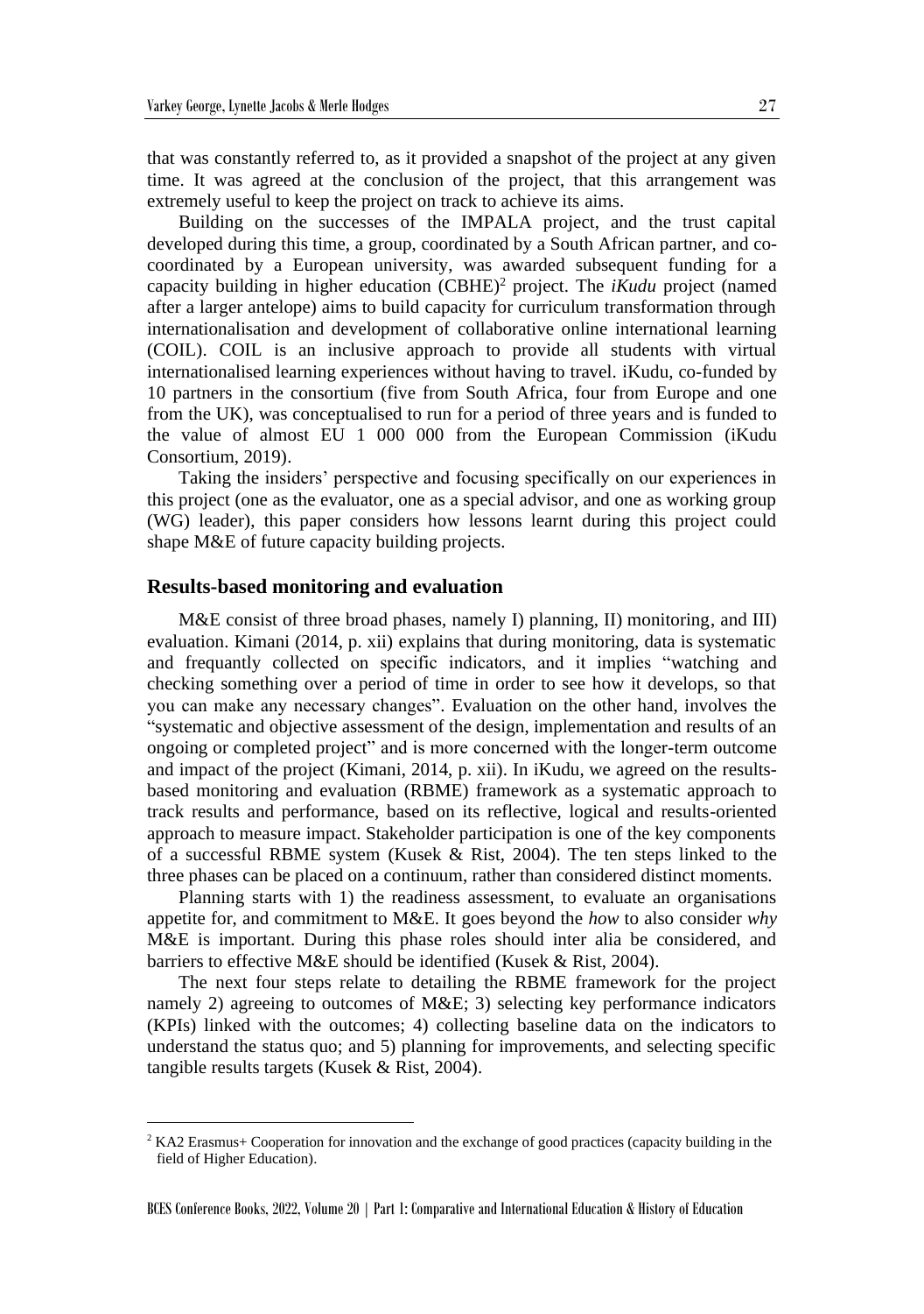that was constantly referred to, as it provided a snapshot of the project at any given time. It was agreed at the conclusion of the project, that this arrangement was extremely useful to keep the project on track to achieve its aims.

Building on the successes of the IMPALA project, and the trust capital developed during this time, a group, coordinated by a South African partner, and co-coordinated by a European university, was awarded subsequent funding for a capacity building in higher education (CBHE)[2] project. The *iKudu* project (named after a larger antelope) aims to build capacity for curriculum transformation through internationalisation and development of collaborative online international learning (COIL). COIL is an inclusive approach to provide all students with virtual internationalised learning experiences without having to travel. iKudu, co-funded by 10 partners in the consortium (five from South Africa, four from Europe and one from the UK), was conceptualised to run for a period of three years and is funded to the value of almost EU 1 000 000 from the European Commission (iKudu Consortium, 2019).

Taking the insiders' perspective and focusing specifically on our experiences in this project (one as the evaluator, one as a special advisor, and one as working group (WG) leader), this paper considers how lessons learnt during this project could shape M&E of future capacity building projects.

## Results-based monitoring and evaluation

M&E consist of three broad phases, namely I) planning, II) monitoring, and III) evaluation. Kimani (2014, p. xii) explains that during monitoring, data is systematic and frequantly collected on specific indicators, and it implies "watching and checking something over a period of time in order to see how it develops, so that you can make any necessary changes". Evaluation on the other hand, involves the "systematic and objective assessment of the design, implementation and results of an ongoing or completed project" and is more concerned with the longer-term outcome and impact of the project (Kimani, 2014, p. xii). In iKudu, we agreed on the results-based monitoring and evaluation (RBME) framework as a systematic approach to track results and performance, based on its reflective, logical and results-oriented approach to measure impact. Stakeholder participation is one of the key components of a successful RBME system (Kusek & Rist, 2004). The ten steps linked to the three phases can be placed on a continuum, rather than considered distinct moments.

Planning starts with 1) the readiness assessment, to evaluate an organisations appetite for, and commitment to M&E. It goes beyond the *how* to also consider *why* M&E is important. During this phase roles should inter alia be considered, and barriers to effective M&E should be identified (Kusek & Rist, 2004).

The next four steps relate to detailing the RBME framework for the project namely 2) agreeing to outcomes of M&E; 3) selecting key performance indicators (KPIs) linked with the outcomes; 4) collecting baseline data on the indicators to understand the status quo; and 5) planning for improvements, and selecting specific tangible results targets (Kusek & Rist, 2004).

[2] KA2 Erasmus+ Cooperation for innovation and the exchange of good practices (capacity building in the field of Higher Education).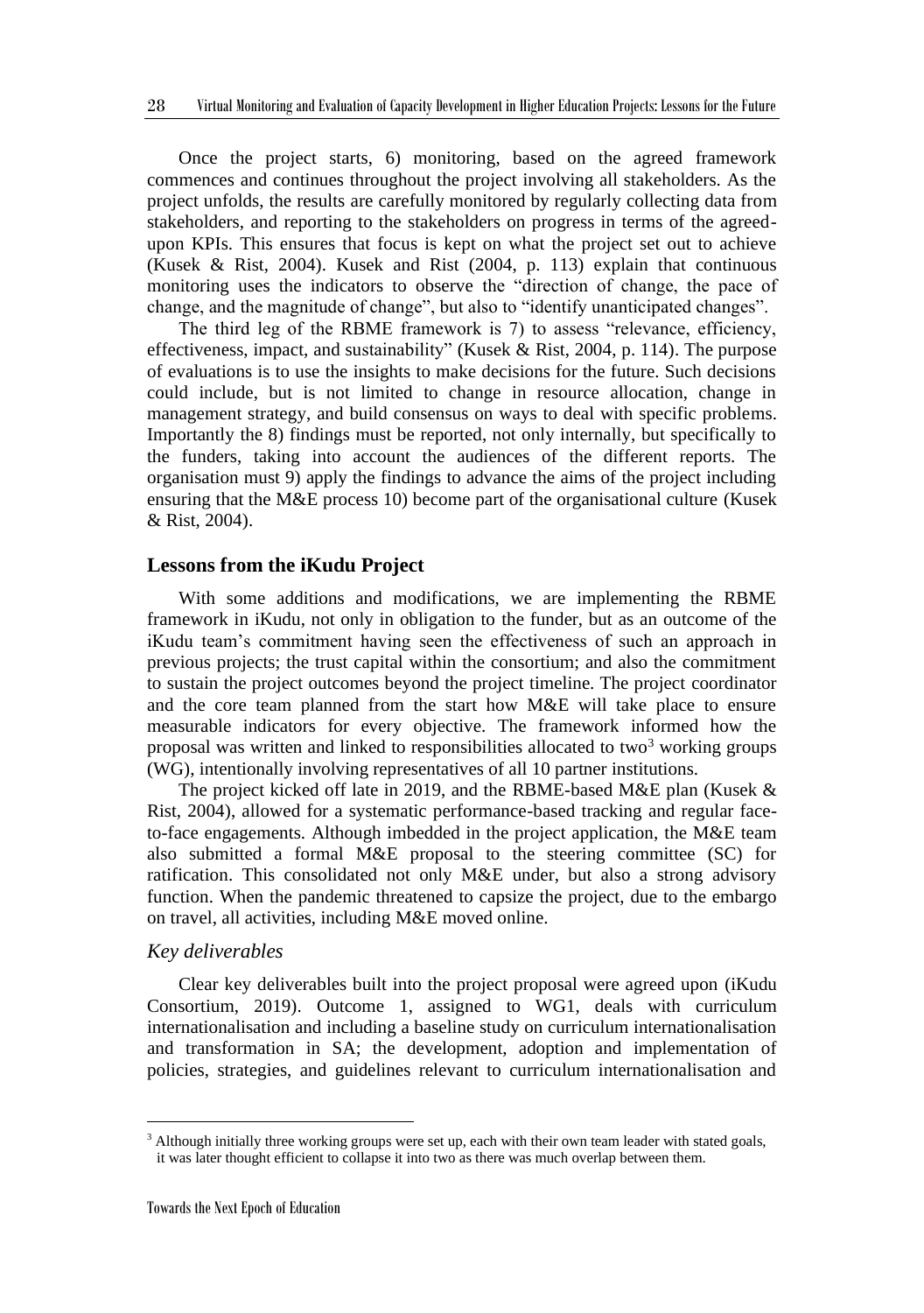Once the project starts, 6) monitoring, based on the agreed framework commences and continues throughout the project involving all stakeholders. As the project unfolds, the results are carefully monitored by regularly collecting data from stakeholders, and reporting to the stakeholders on progress in terms of the agreed-upon KPIs. This ensures that focus is kept on what the project set out to achieve (Kusek & Rist, 2004). Kusek and Rist (2004, p. 113) explain that continuous monitoring uses the indicators to observe the "direction of change, the pace of change, and the magnitude of change", but also to "identify unanticipated changes".

The third leg of the RBME framework is 7) to assess "relevance, efficiency, effectiveness, impact, and sustainability" (Kusek & Rist, 2004, p. 114). The purpose of evaluations is to use the insights to make decisions for the future. Such decisions could include, but is not limited to change in resource allocation, change in management strategy, and build consensus on ways to deal with specific problems. Importantly the 8) findings must be reported, not only internally, but specifically to the funders, taking into account the audiences of the different reports. The organisation must 9) apply the findings to advance the aims of the project including ensuring that the M&E process 10) become part of the organisational culture (Kusek & Rist, 2004).

## Lessons from the iKudu Project

With some additions and modifications, we are implementing the RBME framework in iKudu, not only in obligation to the funder, but as an outcome of the iKudu team's commitment having seen the effectiveness of such an approach in previous projects; the trust capital within the consortium; and also the commitment to sustain the project outcomes beyond the project timeline. The project coordinator and the core team planned from the start how M&E will take place to ensure measurable indicators for every objective. The framework informed how the proposal was written and linked to responsibilities allocated to two[3] working groups (WG), intentionally involving representatives of all 10 partner institutions.

The project kicked off late in 2019, and the RBME-based M&E plan (Kusek & Rist, 2004), allowed for a systematic performance-based tracking and regular face-to-face engagements. Although imbedded in the project application, the M&E team also submitted a formal M&E proposal to the steering committee (SC) for ratification. This consolidated not only M&E under, but also a strong advisory function. When the pandemic threatened to capsize the project, due to the embargo on travel, all activities, including M&E moved online.

### *Key deliverables*

Clear key deliverables built into the project proposal were agreed upon (iKudu Consortium, 2019). Outcome 1, assigned to WG1, deals with curriculum internationalisation and including a baseline study on curriculum internationalisation and transformation in SA; the development, adoption and implementation of policies, strategies, and guidelines relevant to curriculum internationalisation and

---

[3] Although initially three working groups were set up, each with their own team leader with stated goals, it was later thought efficient to collapse it into two as there was much overlap between them.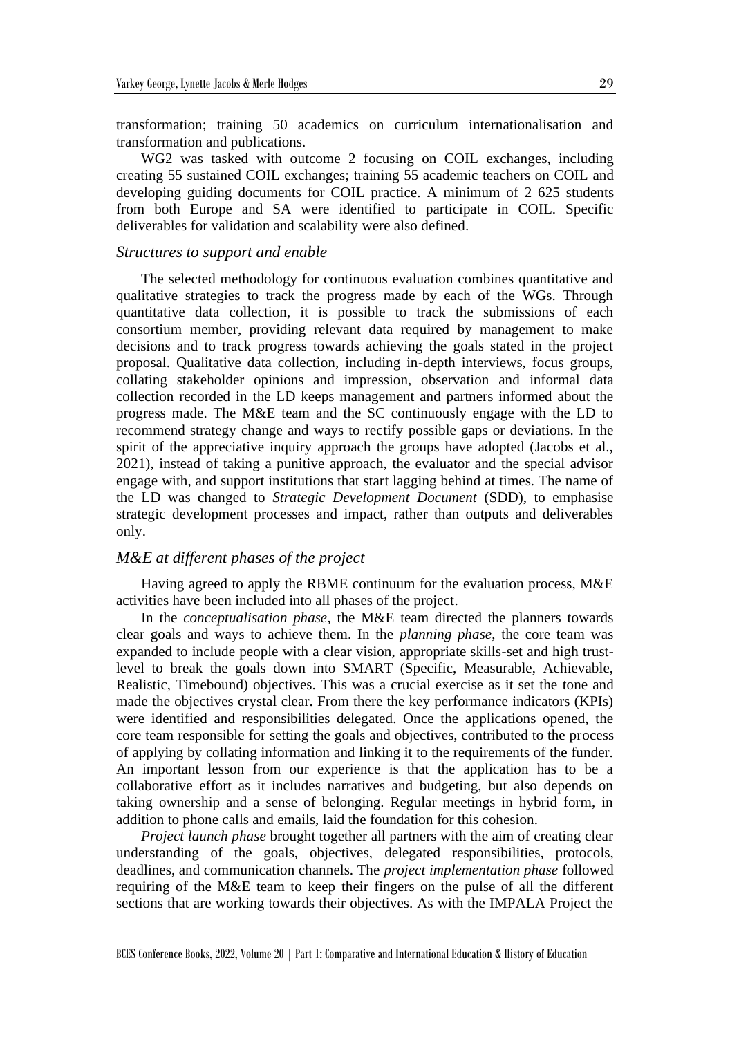transformation; training 50 academics on curriculum internationalisation and transformation and publications.

WG2 was tasked with outcome 2 focusing on COIL exchanges, including creating 55 sustained COIL exchanges; training 55 academic teachers on COIL and developing guiding documents for COIL practice. A minimum of 2 625 students from both Europe and SA were identified to participate in COIL. Specific deliverables for validation and scalability were also defined.

### *Structures to support and enable*

The selected methodology for continuous evaluation combines quantitative and qualitative strategies to track the progress made by each of the WGs. Through quantitative data collection, it is possible to track the submissions of each consortium member, providing relevant data required by management to make decisions and to track progress towards achieving the goals stated in the project proposal. Qualitative data collection, including in-depth interviews, focus groups, collating stakeholder opinions and impression, observation and informal data collection recorded in the LD keeps management and partners informed about the progress made. The M&E team and the SC continuously engage with the LD to recommend strategy change and ways to rectify possible gaps or deviations. In the spirit of the appreciative inquiry approach the groups have adopted (Jacobs et al., 2021), instead of taking a punitive approach, the evaluator and the special advisor engage with, and support institutions that start lagging behind at times. The name of the LD was changed to *Strategic Development Document* (SDD), to emphasise strategic development processes and impact, rather than outputs and deliverables only.

### *M&E at different phases of the project*

Having agreed to apply the RBME continuum for the evaluation process, M&E activities have been included into all phases of the project.

In the *conceptualisation phase*, the M&E team directed the planners towards clear goals and ways to achieve them. In the *planning phase*, the core team was expanded to include people with a clear vision, appropriate skills-set and high trust-level to break the goals down into SMART (Specific, Measurable, Achievable, Realistic, Timebound) objectives. This was a crucial exercise as it set the tone and made the objectives crystal clear. From there the key performance indicators (KPIs) were identified and responsibilities delegated. Once the applications opened, the core team responsible for setting the goals and objectives, contributed to the process of applying by collating information and linking it to the requirements of the funder. An important lesson from our experience is that the application has to be a collaborative effort as it includes narratives and budgeting, but also depends on taking ownership and a sense of belonging. Regular meetings in hybrid form, in addition to phone calls and emails, laid the foundation for this cohesion.

*Project launch phase* brought together all partners with the aim of creating clear understanding of the goals, objectives, delegated responsibilities, protocols, deadlines, and communication channels. The *project implementation phase* followed requiring of the M&E team to keep their fingers on the pulse of all the different sections that are working towards their objectives. As with the IMPALA Project the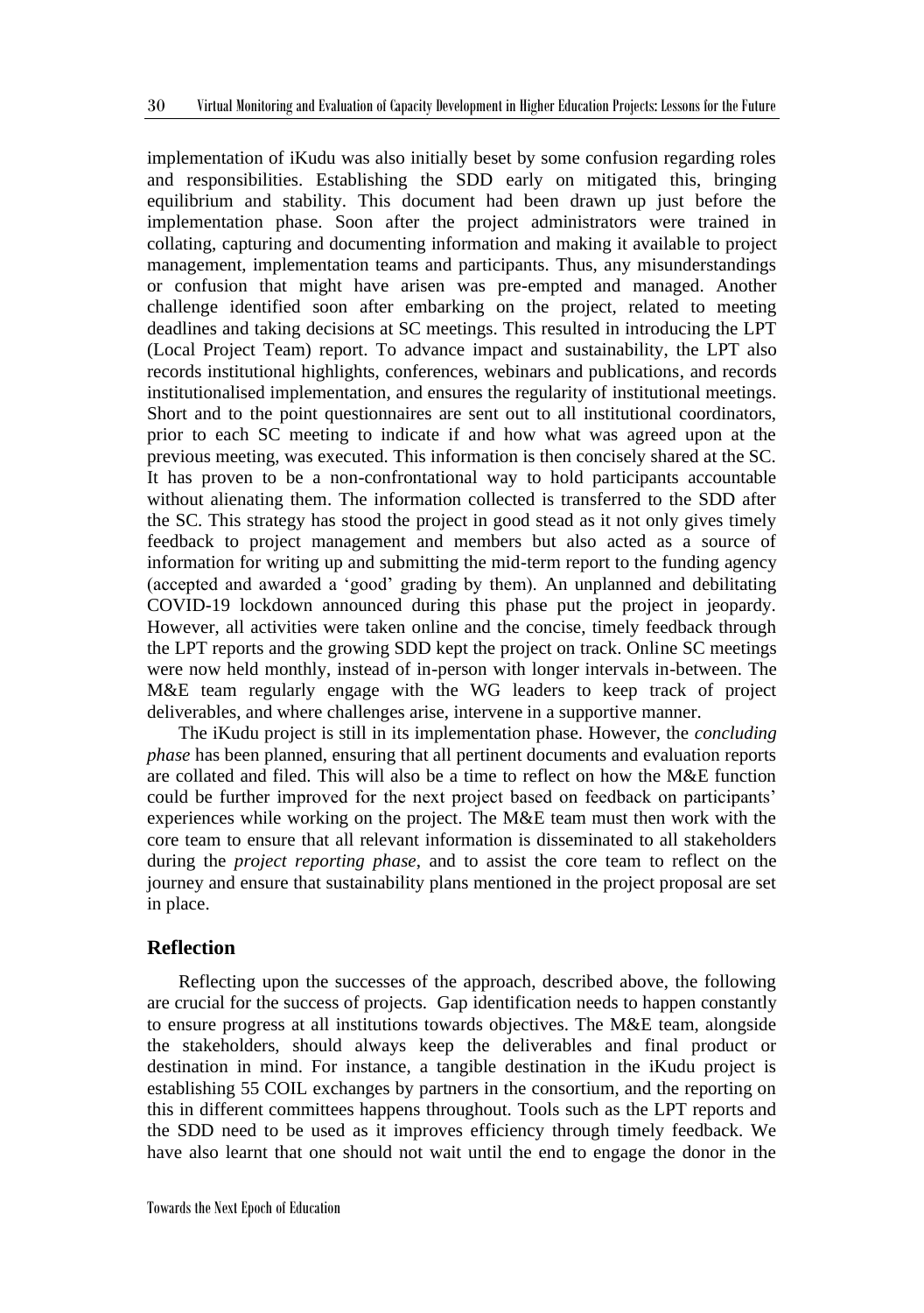implementation of iKudu was also initially beset by some confusion regarding roles and responsibilities. Establishing the SDD early on mitigated this, bringing equilibrium and stability. This document had been drawn up just before the implementation phase. Soon after the project administrators were trained in collating, capturing and documenting information and making it available to project management, implementation teams and participants. Thus, any misunderstandings or confusion that might have arisen was pre-empted and managed. Another challenge identified soon after embarking on the project, related to meeting deadlines and taking decisions at SC meetings. This resulted in introducing the LPT (Local Project Team) report. To advance impact and sustainability, the LPT also records institutional highlights, conferences, webinars and publications, and records institutionalised implementation, and ensures the regularity of institutional meetings. Short and to the point questionnaires are sent out to all institutional coordinators, prior to each SC meeting to indicate if and how what was agreed upon at the previous meeting, was executed. This information is then concisely shared at the SC. It has proven to be a non-confrontational way to hold participants accountable without alienating them. The information collected is transferred to the SDD after the SC. This strategy has stood the project in good stead as it not only gives timely feedback to project management and members but also acted as a source of information for writing up and submitting the mid-term report to the funding agency (accepted and awarded a 'good' grading by them). An unplanned and debilitating COVID-19 lockdown announced during this phase put the project in jeopardy. However, all activities were taken online and the concise, timely feedback through the LPT reports and the growing SDD kept the project on track. Online SC meetings were now held monthly, instead of in-person with longer intervals in-between. The M&E team regularly engage with the WG leaders to keep track of project deliverables, and where challenges arise, intervene in a supportive manner.

The iKudu project is still in its implementation phase. However, the *concluding phase* has been planned, ensuring that all pertinent documents and evaluation reports are collated and filed. This will also be a time to reflect on how the M&E function could be further improved for the next project based on feedback on participants' experiences while working on the project. The M&E team must then work with the core team to ensure that all relevant information is disseminated to all stakeholders during the *project reporting phase*, and to assist the core team to reflect on the journey and ensure that sustainability plans mentioned in the project proposal are set in place.

## Reflection

Reflecting upon the successes of the approach, described above, the following are crucial for the success of projects. Gap identification needs to happen constantly to ensure progress at all institutions towards objectives. The M&E team, alongside the stakeholders, should always keep the deliverables and final product or destination in mind. For instance, a tangible destination in the iKudu project is establishing 55 COIL exchanges by partners in the consortium, and the reporting on this in different committees happens throughout. Tools such as the LPT reports and the SDD need to be used as it improves efficiency through timely feedback. We have also learnt that one should not wait until the end to engage the donor in the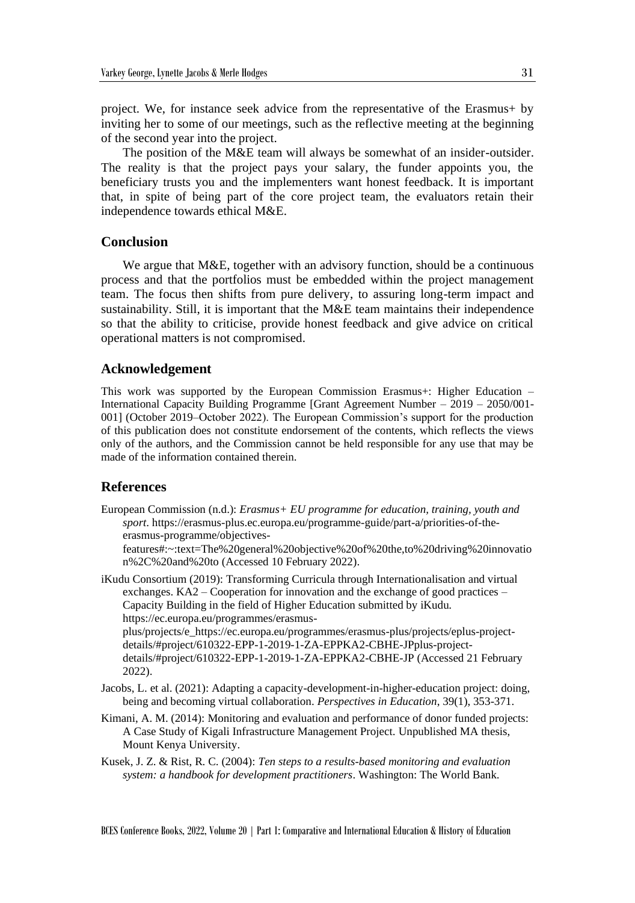project. We, for instance seek advice from the representative of the Erasmus+ by inviting her to some of our meetings, such as the reflective meeting at the beginning of the second year into the project.

The position of the M&E team will always be somewhat of an insider-outsider. The reality is that the project pays your salary, the funder appoints you, the beneficiary trusts you and the implementers want honest feedback. It is important that, in spite of being part of the core project team, the evaluators retain their independence towards ethical M&E.

## Conclusion

We argue that M&E, together with an advisory function, should be a continuous process and that the portfolios must be embedded within the project management team. The focus then shifts from pure delivery, to assuring long-term impact and sustainability. Still, it is important that the M&E team maintains their independence so that the ability to criticise, provide honest feedback and give advice on critical operational matters is not compromised.

## Acknowledgement

This work was supported by the European Commission Erasmus+: Higher Education – International Capacity Building Programme [Grant Agreement Number – 2019 – 2050/001-001] (October 2019–October 2022). The European Commission's support for the production of this publication does not constitute endorsement of the contents, which reflects the views only of the authors, and the Commission cannot be held responsible for any use that may be made of the information contained therein.

## References

European Commission (n.d.): *Erasmus+ EU programme for education, training, youth and sport*. https://erasmus-plus.ec.europa.eu/programme-guide/part-a/priorities-of-the-erasmus-programme/objectives-features#:~:text=The%20general%20objective%20of%20the,to%20driving%20innovation%2C%20and%20to (Accessed 10 February 2022).

iKudu Consortium (2019): Transforming Curricula through Internationalisation and virtual exchanges. KA2 – Cooperation for innovation and the exchange of good practices – Capacity Building in the field of Higher Education submitted by iKudu. https://ec.europa.eu/programmes/erasmus-plus/projects/e_https://ec.europa.eu/programmes/erasmus-plus/projects/eplus-project-details/#project/610322-EPP-1-2019-1-ZA-EPPKA2-CBHE-JPplus-project-details/#project/610322-EPP-1-2019-1-ZA-EPPKA2-CBHE-JP (Accessed 21 February 2022).

Jacobs, L. et al. (2021): Adapting a capacity-development-in-higher-education project: doing, being and becoming virtual collaboration. *Perspectives in Education*, 39(1), 353-371.

Kimani, A. M. (2014): Monitoring and evaluation and performance of donor funded projects: A Case Study of Kigali Infrastructure Management Project. Unpublished MA thesis, Mount Kenya University.

Kusek, J. Z. & Rist, R. C. (2004): *Ten steps to a results-based monitoring and evaluation system: a handbook for development practitioners*. Washington: The World Bank.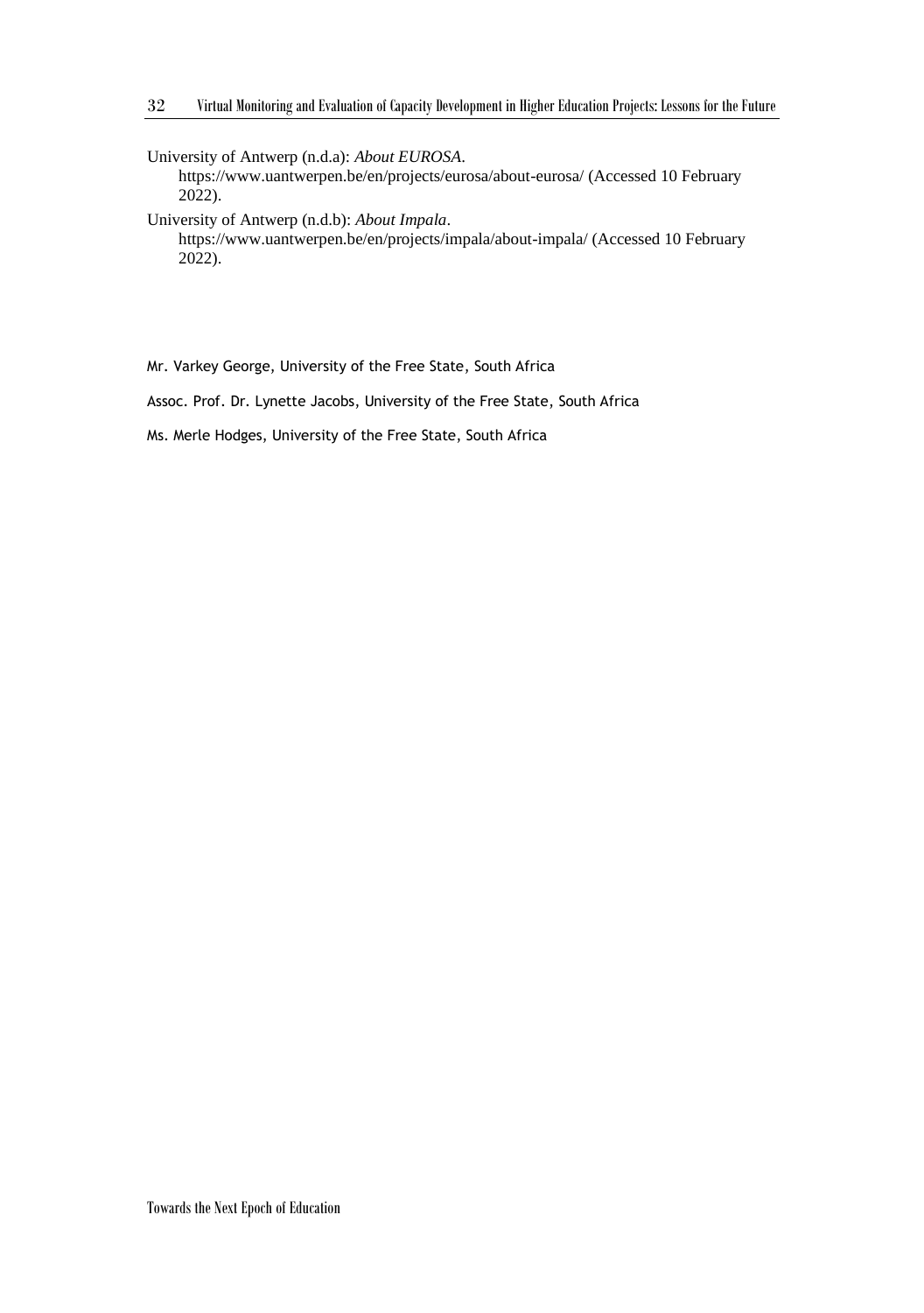University of Antwerp (n.d.a): *About EUROSA*. https://www.uantwerpen.be/en/projects/eurosa/about-eurosa/ (Accessed 10 February 2022).

University of Antwerp (n.d.b): *About Impala*. https://www.uantwerpen.be/en/projects/impala/about-impala/ (Accessed 10 February 2022).

Mr. Varkey George, University of the Free State, South Africa

Assoc. Prof. Dr. Lynette Jacobs, University of the Free State, South Africa

Ms. Merle Hodges, University of the Free State, South Africa